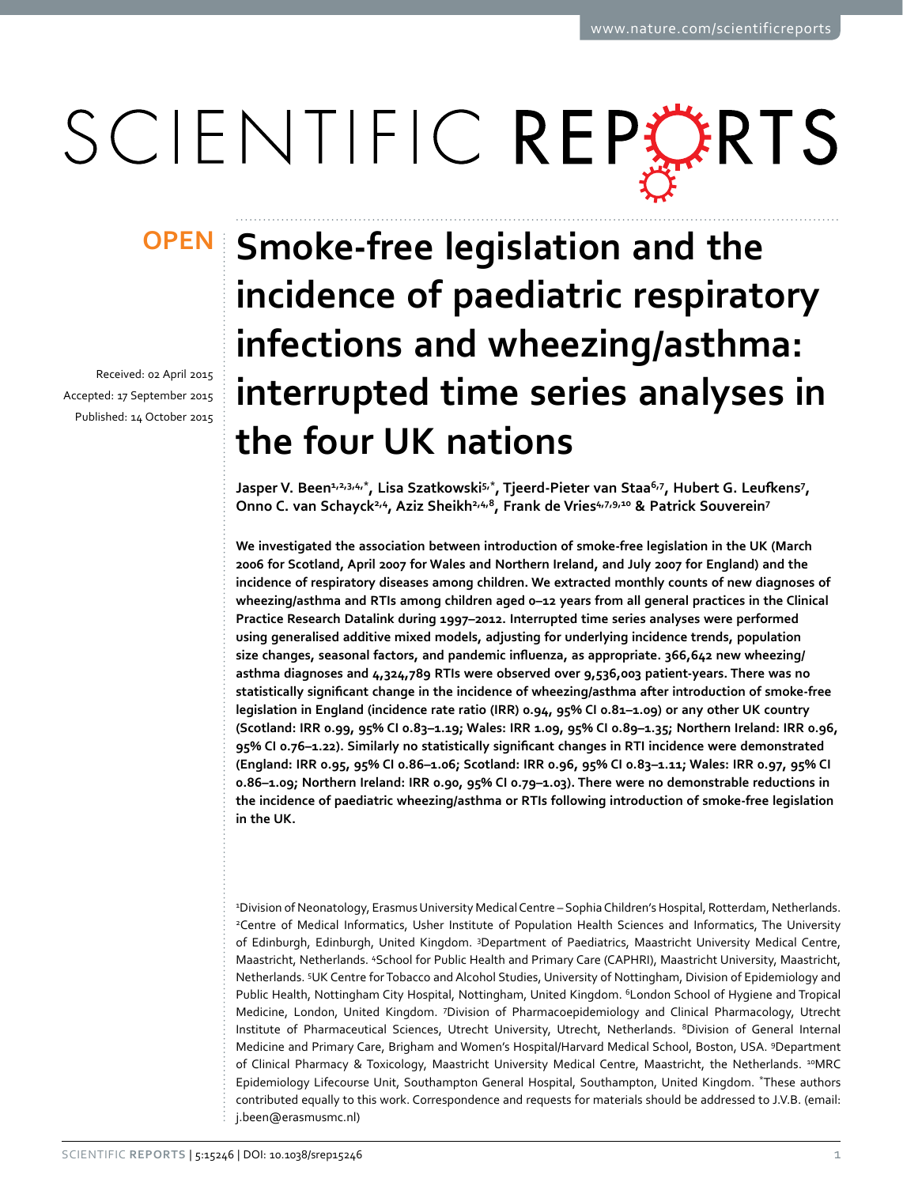OPEN

Received: 02 April 2015
Accepted: 17 September 2015
Published: 14 October 2015

# Smoke-free legislation and the incidence of paediatric respiratory infections and wheezing/asthma: interrupted time series analyses in the four UK nations

**Jasper V. Been[1,2,3,4,*], Lisa Szatkowski[5,*], Tjeerd-Pieter van Staa[6,7], Hubert G. Leufkens[7], Onno C. van Schayck[2,4], Aziz Sheikh[2,4,8], Frank de Vries[4,7,9,10] & Patrick Souverein[7]**

**We investigated the association between introduction of smoke-free legislation in the UK (March 2006 for Scotland, April 2007 for Wales and Northern Ireland, and July 2007 for England) and the incidence of respiratory diseases among children. We extracted monthly counts of new diagnoses of wheezing/asthma and RTIs among children aged 0–12 years from all general practices in the Clinical Practice Research Datalink during 1997–2012. Interrupted time series analyses were performed using generalised additive mixed models, adjusting for underlying incidence trends, population size changes, seasonal factors, and pandemic influenza, as appropriate. 366,642 new wheezing/asthma diagnoses and 4,324,789 RTIs were observed over 9,536,003 patient-years. There was no statistically significant change in the incidence of wheezing/asthma after introduction of smoke-free legislation in England (incidence rate ratio (IRR) 0.94, 95% CI 0.81–1.09) or any other UK country (Scotland: IRR 0.99, 95% CI 0.83–1.19; Wales: IRR 1.09, 95% CI 0.89–1.35; Northern Ireland: IRR 0.96, 95% CI 0.76–1.22). Similarly no statistically significant changes in RTI incidence were demonstrated (England: IRR 0.95, 95% CI 0.86–1.06; Scotland: IRR 0.96, 95% CI 0.83–1.11; Wales: IRR 0.97, 95% CI 0.86–1.09; Northern Ireland: IRR 0.90, 95% CI 0.79–1.03). There were no demonstrable reductions in the incidence of paediatric wheezing/asthma or RTIs following introduction of smoke-free legislation in the UK.**

[1]Division of Neonatology, Erasmus University Medical Centre – Sophia Children's Hospital, Rotterdam, Netherlands. [2]Centre of Medical Informatics, Usher Institute of Population Health Sciences and Informatics, The University of Edinburgh, Edinburgh, United Kingdom. [3]Department of Paediatrics, Maastricht University Medical Centre, Maastricht, Netherlands. [4]School for Public Health and Primary Care (CAPHRI), Maastricht University, Maastricht, Netherlands. [5]UK Centre for Tobacco and Alcohol Studies, University of Nottingham, Division of Epidemiology and Public Health, Nottingham City Hospital, Nottingham, United Kingdom. [6]London School of Hygiene and Tropical Medicine, London, United Kingdom. [7]Division of Pharmacoepidemiology and Clinical Pharmacology, Utrecht Institute of Pharmaceutical Sciences, Utrecht University, Utrecht, Netherlands. [8]Division of General Internal Medicine and Primary Care, Brigham and Women's Hospital/Harvard Medical School, Boston, USA. [9]Department of Clinical Pharmacy & Toxicology, Maastricht University Medical Centre, Maastricht, the Netherlands. [10]MRC Epidemiology Lifecourse Unit, Southampton General Hospital, Southampton, United Kingdom. *These authors contributed equally to this work. Correspondence and requests for materials should be addressed to J.V.B. (email: j.been@erasmusmc.nl)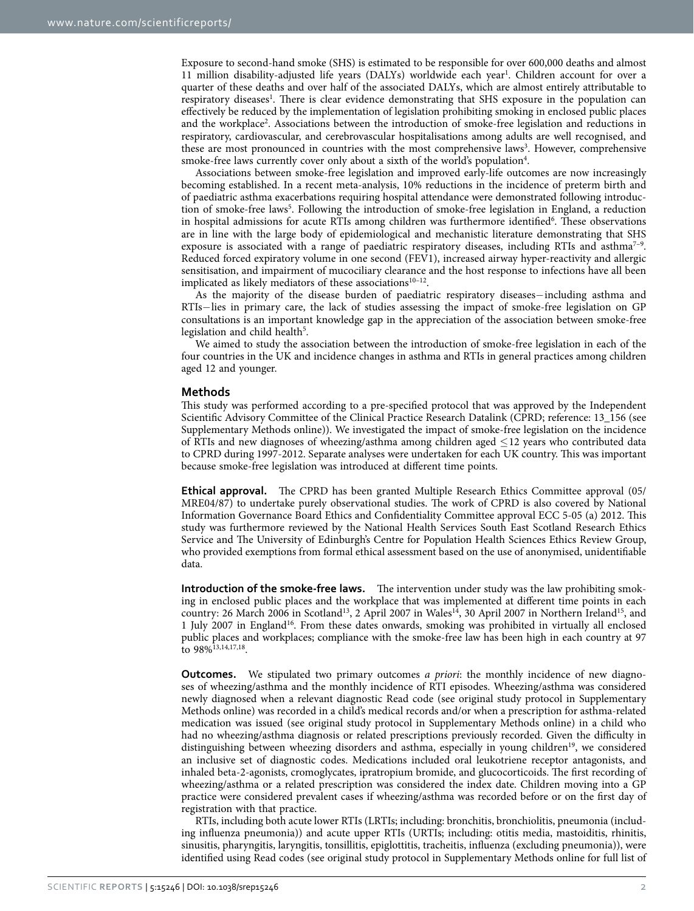Exposure to second-hand smoke (SHS) is estimated to be responsible for over 600,000 deaths and almost 11 million disability-adjusted life years (DALYs) worldwide each year[1]. Children account for over a quarter of these deaths and over half of the associated DALYs, which are almost entirely attributable to respiratory diseases[1]. There is clear evidence demonstrating that SHS exposure in the population can effectively be reduced by the implementation of legislation prohibiting smoking in enclosed public places and the workplace[2]. Associations between the introduction of smoke-free legislation and reductions in respiratory, cardiovascular, and cerebrovascular hospitalisations among adults are well recognised, and these are most pronounced in countries with the most comprehensive laws[3]. However, comprehensive smoke-free laws currently cover only about a sixth of the world's population[4].

Associations between smoke-free legislation and improved early-life outcomes are now increasingly becoming established. In a recent meta-analysis, 10% reductions in the incidence of preterm birth and of paediatric asthma exacerbations requiring hospital attendance were demonstrated following introduction of smoke-free laws[5]. Following the introduction of smoke-free legislation in England, a reduction in hospital admissions for acute RTIs among children was furthermore identified[6]. These observations are in line with the large body of epidemiological and mechanistic literature demonstrating that SHS exposure is associated with a range of paediatric respiratory diseases, including RTIs and asthma[7–9]. Reduced forced expiratory volume in one second (FEV1), increased airway hyper-reactivity and allergic sensitisation, and impairment of mucociliary clearance and the host response to infections have all been implicated as likely mediators of these associations[10–12].

As the majority of the disease burden of paediatric respiratory diseases—including asthma and RTIs—lies in primary care, the lack of studies assessing the impact of smoke-free legislation on GP consultations is an important knowledge gap in the appreciation of the association between smoke-free legislation and child health[5].

We aimed to study the association between the introduction of smoke-free legislation in each of the four countries in the UK and incidence changes in asthma and RTIs in general practices among children aged 12 and younger.

## Methods

This study was performed according to a pre-specified protocol that was approved by the Independent Scientific Advisory Committee of the Clinical Practice Research Datalink (CPRD; reference: 13_156 (see Supplementary Methods online)). We investigated the impact of smoke-free legislation on the incidence of RTIs and new diagnoses of wheezing/asthma among children aged ≤12 years who contributed data to CPRD during 1997-2012. Separate analyses were undertaken for each UK country. This was important because smoke-free legislation was introduced at different time points.

**Ethical approval.** The CPRD has been granted Multiple Research Ethics Committee approval (05/MRE04/87) to undertake purely observational studies. The work of CPRD is also covered by National Information Governance Board Ethics and Confidentiality Committee approval ECC 5-05 (a) 2012. This study was furthermore reviewed by the National Health Services South East Scotland Research Ethics Service and The University of Edinburgh's Centre for Population Health Sciences Ethics Review Group, who provided exemptions from formal ethical assessment based on the use of anonymised, unidentifiable data.

**Introduction of the smoke-free laws.** The intervention under study was the law prohibiting smoking in enclosed public places and the workplace that was implemented at different time points in each country: 26 March 2006 in Scotland[13], 2 April 2007 in Wales[14], 30 April 2007 in Northern Ireland[15], and 1 July 2007 in England[16]. From these dates onwards, smoking was prohibited in virtually all enclosed public places and workplaces; compliance with the smoke-free law has been high in each country at 97 to 98%[13,14,17,18].

**Outcomes.** We stipulated two primary outcomes *a priori*: the monthly incidence of new diagnoses of wheezing/asthma and the monthly incidence of RTI episodes. Wheezing/asthma was considered newly diagnosed when a relevant diagnostic Read code (see original study protocol in Supplementary Methods online) was recorded in a child's medical records and/or when a prescription for asthma-related medication was issued (see original study protocol in Supplementary Methods online) in a child who had no wheezing/asthma diagnosis or related prescriptions previously recorded. Given the difficulty in distinguishing between wheezing disorders and asthma, especially in young children[19], we considered an inclusive set of diagnostic codes. Medications included oral leukotriene receptor antagonists, and inhaled beta-2-agonists, cromoglycates, ipratropium bromide, and glucocorticoids. The first recording of wheezing/asthma or a related prescription was considered the index date. Children moving into a GP practice were considered prevalent cases if wheezing/asthma was recorded before or on the first day of registration with that practice.

RTIs, including both acute lower RTIs (LRTIs; including: bronchitis, bronchiolitis, pneumonia (including influenza pneumonia)) and acute upper RTIs (URTIs; including: otitis media, mastoiditis, rhinitis, sinusitis, pharyngitis, laryngitis, tonsillitis, epiglottitis, tracheitis, influenza (excluding pneumonia)), were identified using Read codes (see original study protocol in Supplementary Methods online for full list of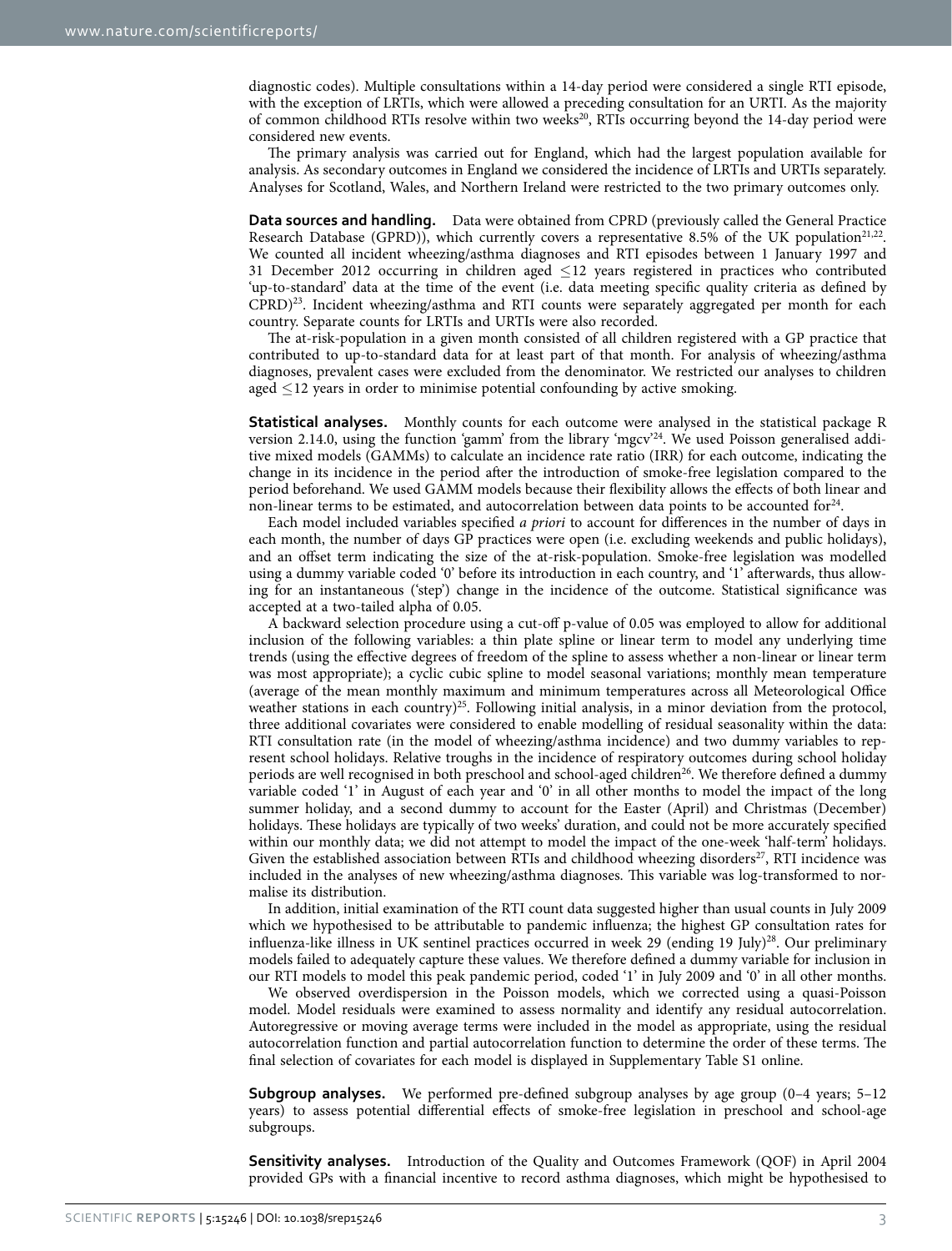diagnostic codes). Multiple consultations within a 14-day period were considered a single RTI episode, with the exception of LRTIs, which were allowed a preceding consultation for an URTI. As the majority of common childhood RTIs resolve within two weeks[20], RTIs occurring beyond the 14-day period were considered new events.

The primary analysis was carried out for England, which had the largest population available for analysis. As secondary outcomes in England we considered the incidence of LRTIs and URTIs separately. Analyses for Scotland, Wales, and Northern Ireland were restricted to the two primary outcomes only.

**Data sources and handling.** Data were obtained from CPRD (previously called the General Practice Research Database (GPRD)), which currently covers a representative 8.5% of the UK population[21,22]. We counted all incident wheezing/asthma diagnoses and RTI episodes between 1 January 1997 and 31 December 2012 occurring in children aged $\leq$12 years registered in practices who contributed 'up-to-standard' data at the time of the event (i.e. data meeting specific quality criteria as defined by CPRD)[23]. Incident wheezing/asthma and RTI counts were separately aggregated per month for each country. Separate counts for LRTIs and URTIs were also recorded.

The at-risk-population in a given month consisted of all children registered with a GP practice that contributed to up-to-standard data for at least part of that month. For analysis of wheezing/asthma diagnoses, prevalent cases were excluded from the denominator. We restricted our analyses to children aged $\leq$12 years in order to minimise potential confounding by active smoking.

**Statistical analyses.** Monthly counts for each outcome were analysed in the statistical package R version 2.14.0, using the function 'gamm' from the library 'mgcv'[24]. We used Poisson generalised additive mixed models (GAMMs) to calculate an incidence rate ratio (IRR) for each outcome, indicating the change in its incidence in the period after the introduction of smoke-free legislation compared to the period beforehand. We used GAMM models because their flexibility allows the effects of both linear and non-linear terms to be estimated, and autocorrelation between data points to be accounted for[24].

Each model included variables specified *a priori* to account for differences in the number of days in each month, the number of days GP practices were open (i.e. excluding weekends and public holidays), and an offset term indicating the size of the at-risk-population. Smoke-free legislation was modelled using a dummy variable coded '0' before its introduction in each country, and '1' afterwards, thus allowing for an instantaneous ('step') change in the incidence of the outcome. Statistical significance was accepted at a two-tailed alpha of 0.05.

A backward selection procedure using a cut-off p-value of 0.05 was employed to allow for additional inclusion of the following variables: a thin plate spline or linear term to model any underlying time trends (using the effective degrees of freedom of the spline to assess whether a non-linear or linear term was most appropriate); a cyclic cubic spline to model seasonal variations; monthly mean temperature (average of the mean monthly maximum and minimum temperatures across all Meteorological Office weather stations in each country)[25]. Following initial analysis, in a minor deviation from the protocol, three additional covariates were considered to enable modelling of residual seasonality within the data: RTI consultation rate (in the model of wheezing/asthma incidence) and two dummy variables to represent school holidays. Relative troughs in the incidence of respiratory outcomes during school holiday periods are well recognised in both preschool and school-aged children[26]. We therefore defined a dummy variable coded '1' in August of each year and '0' in all other months to model the impact of the long summer holiday, and a second dummy to account for the Easter (April) and Christmas (December) holidays. These holidays are typically of two weeks' duration, and could not be more accurately specified within our monthly data; we did not attempt to model the impact of the one-week 'half-term' holidays. Given the established association between RTIs and childhood wheezing disorders[27], RTI incidence was included in the analyses of new wheezing/asthma diagnoses. This variable was log-transformed to normalise its distribution.

In addition, initial examination of the RTI count data suggested higher than usual counts in July 2009 which we hypothesised to be attributable to pandemic influenza; the highest GP consultation rates for influenza-like illness in UK sentinel practices occurred in week 29 (ending 19 July)[28]. Our preliminary models failed to adequately capture these values. We therefore defined a dummy variable for inclusion in our RTI models to model this peak pandemic period, coded '1' in July 2009 and '0' in all other months.

We observed overdispersion in the Poisson models, which we corrected using a quasi-Poisson model. Model residuals were examined to assess normality and identify any residual autocorrelation. Autoregressive or moving average terms were included in the model as appropriate, using the residual autocorrelation function and partial autocorrelation function to determine the order of these terms. The final selection of covariates for each model is displayed in Supplementary Table S1 online.

**Subgroup analyses.** We performed pre-defined subgroup analyses by age group (0–4 years; 5–12 years) to assess potential differential effects of smoke-free legislation in preschool and school-age subgroups.

**Sensitivity analyses.** Introduction of the Quality and Outcomes Framework (QOF) in April 2004 provided GPs with a financial incentive to record asthma diagnoses, which might be hypothesised to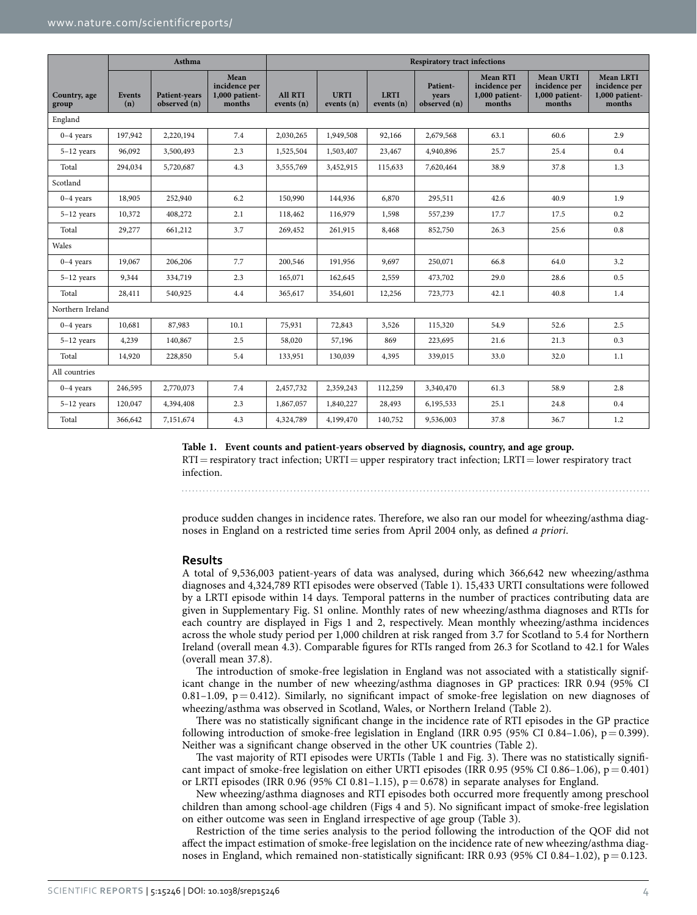| Country, age group | Asthma | | | Respiratory tract infections | | | | | | |
|---|---|---|---|---|---|---|---|---|---|---|
| | Events (n) | Patient-years observed (n) | Mean incidence per 1,000 patient-months | All RTI events (n) | URTI events (n) | LRTI events (n) | Patient-years observed (n) | Mean RTI incidence per 1,000 patient-months | Mean URTI incidence per 1,000 patient-months | Mean LRTI incidence per 1,000 patient-months |
| England | | | | | | | | | | |
| 0–4 years | 197,942 | 2,220,194 | 7.4 | 2,030,265 | 1,949,508 | 92,166 | 2,679,568 | 63.1 | 60.6 | 2.9 |
| 5–12 years | 96,092 | 3,500,493 | 2.3 | 1,525,504 | 1,503,407 | 23,467 | 4,940,896 | 25.7 | 25.4 | 0.4 |
| Total | 294,034 | 5,720,687 | 4.3 | 3,555,769 | 3,452,915 | 115,633 | 7,620,464 | 38.9 | 37.8 | 1.3 |
| Scotland | | | | | | | | | | |
| 0–4 years | 18,905 | 252,940 | 6.2 | 150,990 | 144,936 | 6,870 | 295,511 | 42.6 | 40.9 | 1.9 |
| 5–12 years | 10,372 | 408,272 | 2.1 | 118,462 | 116,979 | 1,598 | 557,239 | 17.7 | 17.5 | 0.2 |
| Total | 29,277 | 661,212 | 3.7 | 269,452 | 261,915 | 8,468 | 852,750 | 26.3 | 25.6 | 0.8 |
| Wales | | | | | | | | | | |
| 0–4 years | 19,067 | 206,206 | 7.7 | 200,546 | 191,956 | 9,697 | 250,071 | 66.8 | 64.0 | 3.2 |
| 5–12 years | 9,344 | 334,719 | 2.3 | 165,071 | 162,645 | 2,559 | 473,702 | 29.0 | 28.6 | 0.5 |
| Total | 28,411 | 540,925 | 4.4 | 365,617 | 354,601 | 12,256 | 723,773 | 42.1 | 40.8 | 1.4 |
| Northern Ireland | | | | | | | | | | |
| 0–4 years | 10,681 | 87,983 | 10.1 | 75,931 | 72,843 | 3,526 | 115,320 | 54.9 | 52.6 | 2.5 |
| 5–12 years | 4,239 | 140,867 | 2.5 | 58,020 | 57,196 | 869 | 223,695 | 21.6 | 21.3 | 0.3 |
| Total | 14,920 | 228,850 | 5.4 | 133,951 | 130,039 | 4,395 | 339,015 | 33.0 | 32.0 | 1.1 |
| All countries | | | | | | | | | | |
| 0–4 years | 246,595 | 2,770,073 | 7.4 | 2,457,732 | 2,359,243 | 112,259 | 3,340,470 | 61.3 | 58.9 | 2.8 |
| 5–12 years | 120,047 | 4,394,408 | 2.3 | 1,867,057 | 1,840,227 | 28,493 | 6,195,533 | 25.1 | 24.8 | 0.4 |
| Total | 366,642 | 7,151,674 | 4.3 | 4,324,789 | 4,199,470 | 140,752 | 9,536,003 | 37.8 | 36.7 | 1.2 |

**Table 1. Event counts and patient-years observed by diagnosis, country, and age group.** RTI = respiratory tract infection; URTI = upper respiratory tract infection; LRTI = lower respiratory tract infection.

produce sudden changes in incidence rates. Therefore, we also ran our model for wheezing/asthma diagnoses in England on a restricted time series from April 2004 only, as defined *a priori*.

## Results

A total of 9,536,003 patient-years of data was analysed, during which 366,642 new wheezing/asthma diagnoses and 4,324,789 RTI episodes were observed (Table 1). 15,433 URTI consultations were followed by a LRTI episode within 14 days. Temporal patterns in the number of practices contributing data are given in Supplementary Fig. S1 online. Monthly rates of new wheezing/asthma diagnoses and RTIs for each country are displayed in Figs 1 and 2, respectively. Mean monthly wheezing/asthma incidences across the whole study period per 1,000 children at risk ranged from 3.7 for Scotland to 5.4 for Northern Ireland (overall mean 4.3). Comparable figures for RTIs ranged from 26.3 for Scotland to 42.1 for Wales (overall mean 37.8).

The introduction of smoke-free legislation in England was not associated with a statistically significant change in the number of new wheezing/asthma diagnoses in GP practices: IRR 0.94 (95% CI 0.81–1.09, $p = 0.412$). Similarly, no significant impact of smoke-free legislation on new diagnoses of wheezing/asthma was observed in Scotland, Wales, or Northern Ireland (Table 2).

There was no statistically significant change in the incidence rate of RTI episodes in the GP practice following introduction of smoke-free legislation in England (IRR 0.95 (95% CI 0.84–1.06), $p = 0.399$). Neither was a significant change observed in the other UK countries (Table 2).

The vast majority of RTI episodes were URTIs (Table 1 and Fig. 3). There was no statistically significant impact of smoke-free legislation on either URTI episodes (IRR 0.95 (95% CI 0.86–1.06), $p = 0.401$) or LRTI episodes (IRR 0.96 (95% CI 0.81–1.15), $p = 0.678$) in separate analyses for England.

New wheezing/asthma diagnoses and RTI episodes both occurred more frequently among preschool children than among school-age children (Figs 4 and 5). No significant impact of smoke-free legislation on either outcome was seen in England irrespective of age group (Table 3).

Restriction of the time series analysis to the period following the introduction of the QOF did not affect the impact estimation of smoke-free legislation on the incidence rate of new wheezing/asthma diagnoses in England, which remained non-statistically significant: IRR 0.93 (95% CI 0.84–1.02), $p = 0.123$.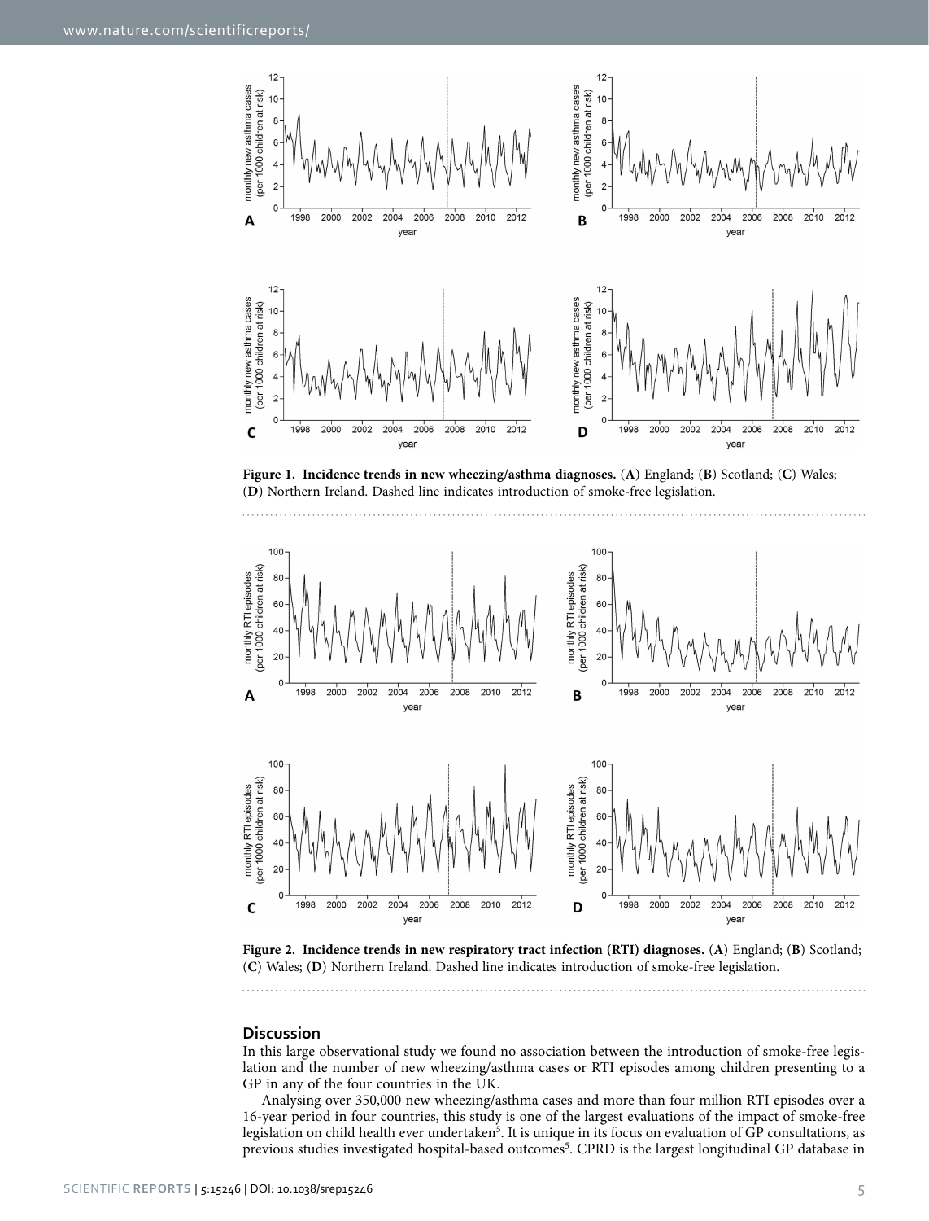**Figure 1. Incidence trends in new wheezing/asthma diagnoses.** (**A**) England; (**B**) Scotland; (**C**) Wales; (**D**) Northern Ireland. Dashed line indicates introduction of smoke-free legislation.

**Figure 2. Incidence trends in new respiratory tract infection (RTI) diagnoses.** (**A**) England; (**B**) Scotland; (**C**) Wales; (**D**) Northern Ireland. Dashed line indicates introduction of smoke-free legislation.

## Discussion

In this large observational study we found no association between the introduction of smoke-free legislation and the number of new wheezing/asthma cases or RTI episodes among children presenting to a GP in any of the four countries in the UK.

Analysing over 350,000 new wheezing/asthma cases and more than four million RTI episodes over a 16-year period in four countries, this study is one of the largest evaluations of the impact of smoke-free legislation on child health ever undertaken[5]. It is unique in its focus on evaluation of GP consultations, as previous studies investigated hospital-based outcomes[5]. CPRD is the largest longitudinal GP database in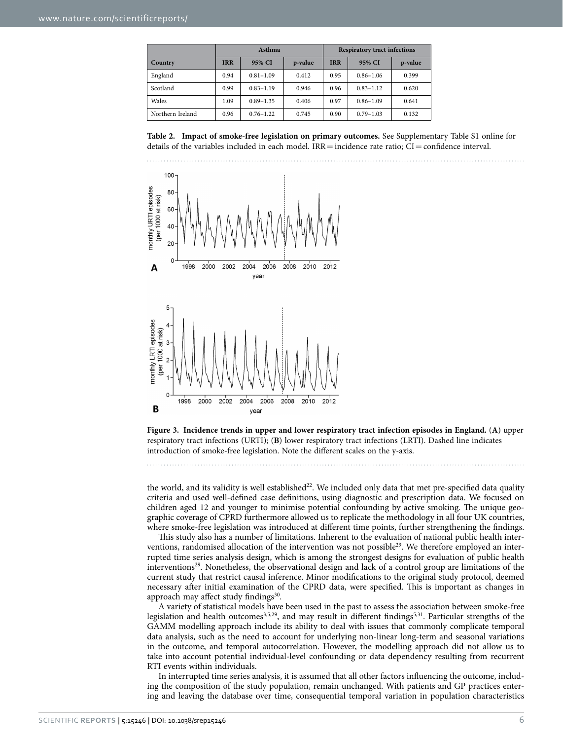| | Asthma | | | Respiratory tract infections | | |
|---|---|---|---|---|---|---|
| Country | IRR | 95% CI | p-value | IRR | 95% CI | p-value |
| England | 0.94 | 0.81–1.09 | 0.412 | 0.95 | 0.86–1.06 | 0.399 |
| Scotland | 0.99 | 0.83–1.19 | 0.946 | 0.96 | 0.83–1.12 | 0.620 |
| Wales | 1.09 | 0.89–1.35 | 0.406 | 0.97 | 0.86–1.09 | 0.641 |
| Northern Ireland | 0.96 | 0.76–1.22 | 0.745 | 0.90 | 0.79–1.03 | 0.132 |

**Table 2. Impact of smoke-free legislation on primary outcomes.** See Supplementary Table S1 online for details of the variables included in each model. IRR = incidence rate ratio; CI = confidence interval.

**Figure 3. Incidence trends in upper and lower respiratory tract infection episodes in England.** (**A**) upper respiratory tract infections (URTI); (**B**) lower respiratory tract infections (LRTI). Dashed line indicates introduction of smoke-free legislation. Note the different scales on the y-axis.

the world, and its validity is well established[22]. We included only data that met pre-specified data quality criteria and used well-defined case definitions, using diagnostic and prescription data. We focused on children aged 12 and younger to minimise potential confounding by active smoking. The unique geographic coverage of CPRD furthermore allowed us to replicate the methodology in all four UK countries, where smoke-free legislation was introduced at different time points, further strengthening the findings.

This study also has a number of limitations. Inherent to the evaluation of national public health interventions, randomised allocation of the intervention was not possible[29]. We therefore employed an interrupted time series analysis design, which is among the strongest designs for evaluation of public health interventions[29]. Nonetheless, the observational design and lack of a control group are limitations of the current study that restrict causal inference. Minor modifications to the original study protocol, deemed necessary after initial examination of the CPRD data, were specified. This is important as changes in approach may affect study findings[30].

A variety of statistical models have been used in the past to assess the association between smoke-free legislation and health outcomes[3,5,29], and may result in different findings[5,31]. Particular strengths of the GAMM modelling approach include its ability to deal with issues that commonly complicate temporal data analysis, such as the need to account for underlying non-linear long-term and seasonal variations in the outcome, and temporal autocorrelation. However, the modelling approach did not allow us to take into account potential individual-level confounding or data dependency resulting from recurrent RTI events within individuals.

In interrupted time series analysis, it is assumed that all other factors influencing the outcome, including the composition of the study population, remain unchanged. With patients and GP practices entering and leaving the database over time, consequential temporal variation in population characteristics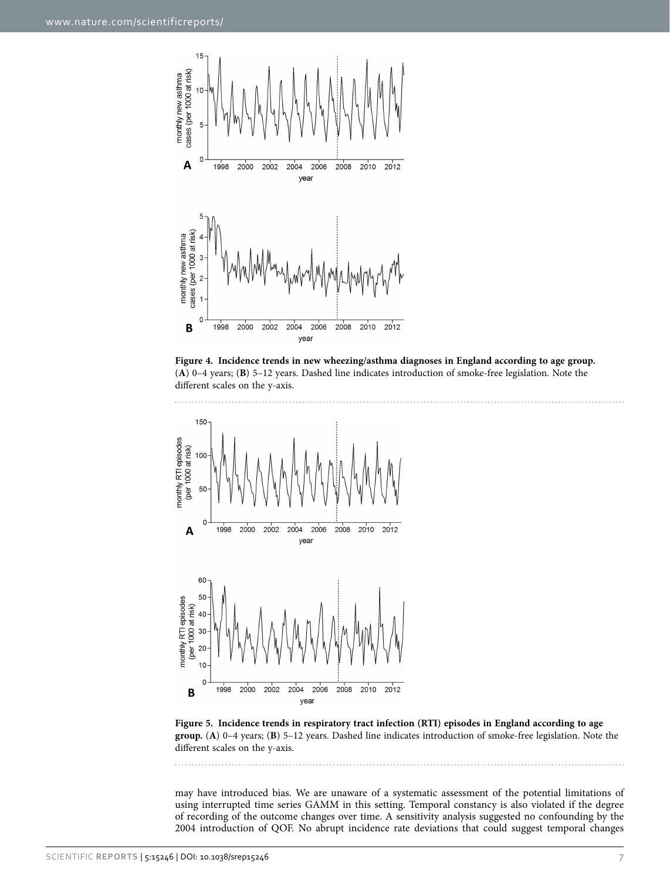**Figure 4. Incidence trends in new wheezing/asthma diagnoses in England according to age group.** (**A**) 0–4 years; (**B**) 5–12 years. Dashed line indicates introduction of smoke-free legislation. Note the different scales on the y-axis.

**Figure 5. Incidence trends in respiratory tract infection (RTI) episodes in England according to age group.** (**A**) 0–4 years; (**B**) 5–12 years. Dashed line indicates introduction of smoke-free legislation. Note the different scales on the y-axis.

may have introduced bias. We are unaware of a systematic assessment of the potential limitations of using interrupted time series GAMM in this setting. Temporal constancy is also violated if the degree of recording of the outcome changes over time. A sensitivity analysis suggested no confounding by the 2004 introduction of QOF. No abrupt incidence rate deviations that could suggest temporal changes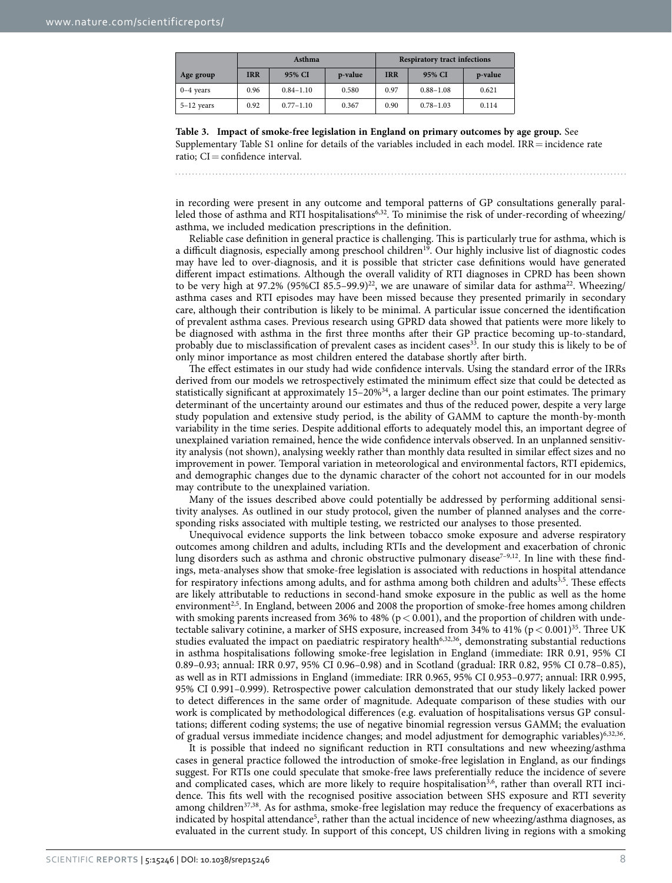| Age group | Asthma | | | Respiratory tract infections | | |
|---|---|---|---|---|---|---|
| | IRR | 95% CI | p-value | IRR | 95% CI | p-value |
| 0–4 years | 0.96 | 0.84–1.10 | 0.580 | 0.97 | 0.88–1.08 | 0.621 |
| 5–12 years | 0.92 | 0.77–1.10 | 0.367 | 0.90 | 0.78–1.03 | 0.114 |

**Table 3. Impact of smoke-free legislation in England on primary outcomes by age group.** See Supplementary Table S1 online for details of the variables included in each model. IRR = incidence rate ratio; CI = confidence interval.

in recording were present in any outcome and temporal patterns of GP consultations generally paralleled those of asthma and RTI hospitalisations[6,32]. To minimise the risk of under-recording of wheezing/asthma, we included medication prescriptions in the definition.

Reliable case definition in general practice is challenging. This is particularly true for asthma, which is a difficult diagnosis, especially among preschool children[19]. Our highly inclusive list of diagnostic codes may have led to over-diagnosis, and it is possible that stricter case definitions would have generated different impact estimations. Although the overall validity of RTI diagnoses in CPRD has been shown to be very high at 97.2% (95%CI 85.5–99.9)[22], we are unaware of similar data for asthma[22]. Wheezing/asthma cases and RTI episodes may have been missed because they presented primarily in secondary care, although their contribution is likely to be minimal. A particular issue concerned the identification of prevalent asthma cases. Previous research using GPRD data showed that patients were more likely to be diagnosed with asthma in the first three months after their GP practice becoming up-to-standard, probably due to misclassification of prevalent cases as incident cases[33]. In our study this is likely to be of only minor importance as most children entered the database shortly after birth.

The effect estimates in our study had wide confidence intervals. Using the standard error of the IRRs derived from our models we retrospectively estimated the minimum effect size that could be detected as statistically significant at approximately 15–20%[34], a larger decline than our point estimates. The primary determinant of the uncertainty around our estimates and thus of the reduced power, despite a very large study population and extensive study period, is the ability of GAMM to capture the month-by-month variability in the time series. Despite additional efforts to adequately model this, an important degree of unexplained variation remained, hence the wide confidence intervals observed. In an unplanned sensitivity analysis (not shown), analysing weekly rather than monthly data resulted in similar effect sizes and no improvement in power. Temporal variation in meteorological and environmental factors, RTI epidemics, and demographic changes due to the dynamic character of the cohort not accounted for in our models may contribute to the unexplained variation.

Many of the issues described above could potentially be addressed by performing additional sensitivity analyses. As outlined in our study protocol, given the number of planned analyses and the corresponding risks associated with multiple testing, we restricted our analyses to those presented.

Unequivocal evidence supports the link between tobacco smoke exposure and adverse respiratory outcomes among children and adults, including RTIs and the development and exacerbation of chronic lung disorders such as asthma and chronic obstructive pulmonary disease[7–9,12]. In line with these findings, meta-analyses show that smoke-free legislation is associated with reductions in hospital attendance for respiratory infections among adults, and for asthma among both children and adults[3,5]. These effects are likely attributable to reductions in second-hand smoke exposure in the public as well as the home environment[2,5]. In England, between 2006 and 2008 the proportion of smoke-free homes among children with smoking parents increased from 36% to 48% ($p < 0.001$), and the proportion of children with undetectable salivary cotinine, a marker of SHS exposure, increased from 34% to 41% ($p < 0.001$)[35]. Three UK studies evaluated the impact on paediatric respiratory health[6,32,36], demonstrating substantial reductions in asthma hospitalisations following smoke-free legislation in England (immediate: IRR 0.91, 95% CI 0.89–0.93; annual: IRR 0.97, 95% CI 0.96–0.98) and in Scotland (gradual: IRR 0.82, 95% CI 0.78–0.85), as well as in RTI admissions in England (immediate: IRR 0.965, 95% CI 0.953–0.977; annual: IRR 0.995, 95% CI 0.991–0.999). Retrospective power calculation demonstrated that our study likely lacked power to detect differences in the same order of magnitude. Adequate comparison of these studies with our work is complicated by methodological differences (e.g. evaluation of hospitalisations versus GP consultations; different coding systems; the use of negative binomial regression versus GAMM; the evaluation of gradual versus immediate incidence changes; and model adjustment for demographic variables)[6,32,36].

It is possible that indeed no significant reduction in RTI consultations and new wheezing/asthma cases in general practice followed the introduction of smoke-free legislation in England, as our findings suggest. For RTIs one could speculate that smoke-free laws preferentially reduce the incidence of severe and complicated cases, which are more likely to require hospitalisation[3,6], rather than overall RTI incidence. This fits well with the recognised positive association between SHS exposure and RTI severity among children[37,38]. As for asthma, smoke-free legislation may reduce the frequency of exacerbations as indicated by hospital attendance[5], rather than the actual incidence of new wheezing/asthma diagnoses, as evaluated in the current study. In support of this concept, US children living in regions with a smoking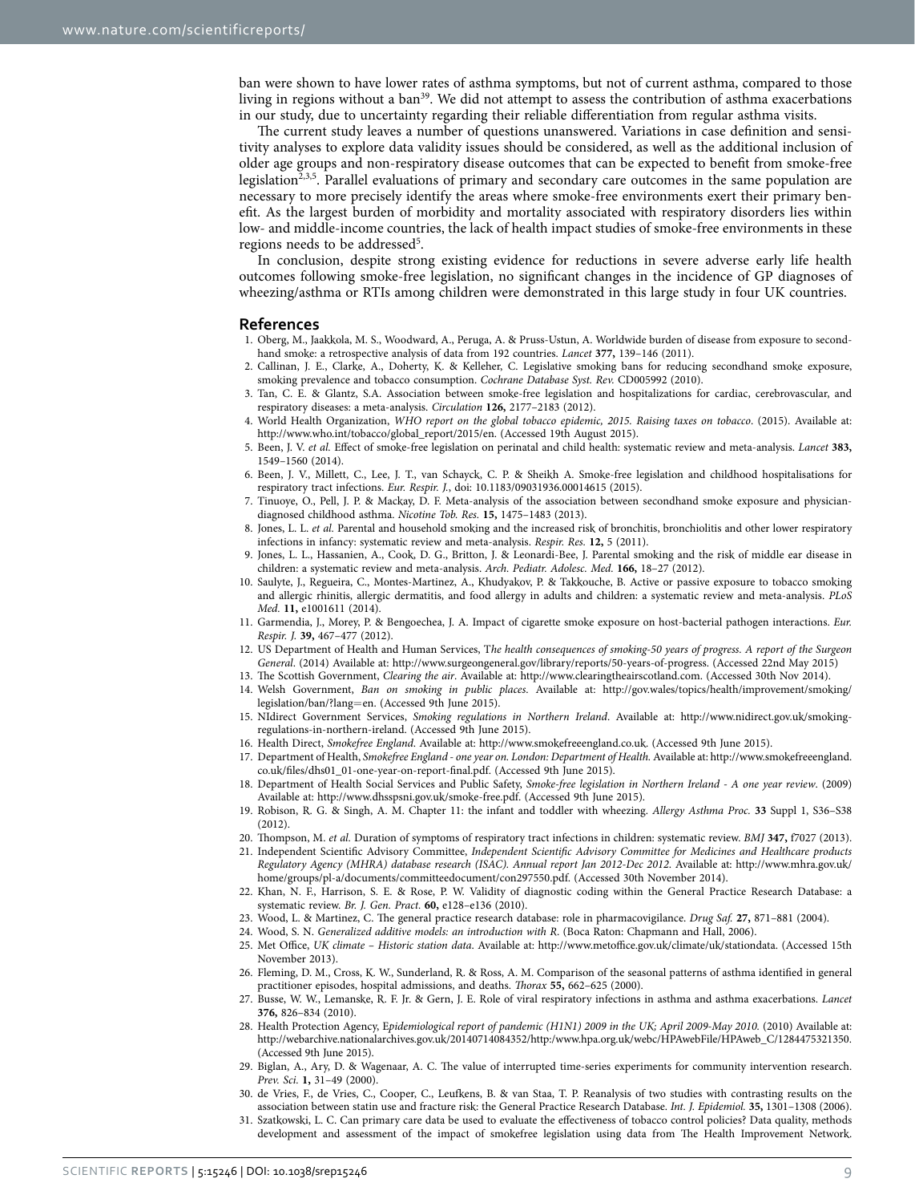ban were shown to have lower rates of asthma symptoms, but not of current asthma, compared to those living in regions without a ban[39]. We did not attempt to assess the contribution of asthma exacerbations in our study, due to uncertainty regarding their reliable differentiation from regular asthma visits.

The current study leaves a number of questions unanswered. Variations in case definition and sensitivity analyses to explore data validity issues should be considered, as well as the additional inclusion of older age groups and non-respiratory disease outcomes that can be expected to benefit from smoke-free legislation[2,3,5]. Parallel evaluations of primary and secondary care outcomes in the same population are necessary to more precisely identify the areas where smoke-free environments exert their primary benefit. As the largest burden of morbidity and mortality associated with respiratory disorders lies within low- and middle-income countries, the lack of health impact studies of smoke-free environments in these regions needs to be addressed[5].

In conclusion, despite strong existing evidence for reductions in severe adverse early life health outcomes following smoke-free legislation, no significant changes in the incidence of GP diagnoses of wheezing/asthma or RTIs among children were demonstrated in this large study in four UK countries.

## References

1. Oberg, M., Jaakkola, M. S., Woodward, A., Peruga, A. & Pruss-Ustun, A. Worldwide burden of disease from exposure to second-hand smoke: a retrospective analysis of data from 192 countries. *Lancet* **377,** 139–146 (2011).
2. Callinan, J. E., Clarke, A., Doherty, K. & Kelleher, C. Legislative smoking bans for reducing secondhand smoke exposure, smoking prevalence and tobacco consumption. *Cochrane Database Syst. Rev.* CD005992 (2010).
3. Tan, C. E. & Glantz, S.A. Association between smoke-free legislation and hospitalizations for cardiac, cerebrovascular, and respiratory diseases: a meta-analysis. *Circulation* **126,** 2177–2183 (2012).
4. World Health Organization, *WHO report on the global tobacco epidemic, 2015. Raising taxes on tobacco*. (2015). Available at: http://www.who.int/tobacco/global_report/2015/en. (Accessed 19th August 2015).
5. Been, J. V. *et al.* Effect of smoke-free legislation on perinatal and child health: systematic review and meta-analysis. *Lancet* **383,** 1549–1560 (2014).
6. Been, J. V., Millett, C., Lee, J. T., van Schayck, C. P. & Sheikh A. Smoke-free legislation and childhood hospitalisations for respiratory tract infections. *Eur. Respir. J.*, doi: 10.1183/09031936.00014615 (2015).
7. Tinuoye, O., Pell, J. P. & Mackay, D. F. Meta-analysis of the association between secondhand smoke exposure and physician-diagnosed childhood asthma. *Nicotine Tob. Res.* **15,** 1475–1483 (2013).
8. Jones, L. L. *et al.* Parental and household smoking and the increased risk of bronchitis, bronchiolitis and other lower respiratory infections in infancy: systematic review and meta-analysis. *Respir. Res.* **12,** 5 (2011).
9. Jones, L. L., Hassanien, A., Cook, D. G., Britton, J. & Leonardi-Bee, J. Parental smoking and the risk of middle ear disease in children: a systematic review and meta-analysis. *Arch. Pediatr. Adolesc. Med.* **166,** 18–27 (2012).
10. Saulyte, J., Regueira, C., Montes-Martinez, A., Khudyakov, P. & Takkouche, B. Active or passive exposure to tobacco smoking and allergic rhinitis, allergic dermatitis, and food allergy in adults and children: a systematic review and meta-analysis. *PLoS Med.* **11,** e1001611 (2014).
11. Garmendia, J., Morey, P. & Bengoechea, J. A. Impact of cigarette smoke exposure on host-bacterial pathogen interactions. *Eur. Respir. J.* **39,** 467–477 (2012).
12. US Department of Health and Human Services, T*he health consequences of smoking-50 years of progress. A report of the Surgeon General*. (2014) Available at: http://www.surgeongeneral.gov/library/reports/50-years-of-progress. (Accessed 22nd May 2015)
13. The Scottish Government, *Clearing the air*. Available at: http://www.clearingtheairscotland.com. (Accessed 30th Nov 2014).
14. Welsh Government, *Ban on smoking in public places*. Available at: http://gov.wales/topics/health/improvement/smoking/legislation/ban/?lang=en. (Accessed 9th June 2015).
15. NIdirect Government Services, *Smoking regulations in Northern Ireland*. Available at: http://www.nidirect.gov.uk/smoking-regulations-in-northern-ireland. (Accessed 9th June 2015).
16. Health Direct, *Smokefree England*. Available at: http://www.smokefreeengland.co.uk. (Accessed 9th June 2015).
17. Department of Health, *Smokefree England - one year on. London: Department of Health.* Available at: http://www.smokefreeengland.co.uk/files/dhs01_01-one-year-on-report-final.pdf. (Accessed 9th June 2015).
18. Department of Health Social Services and Public Safety, *Smoke-free legislation in Northern Ireland - A one year review*. (2009) Available at: http://www.dhsspsni.gov.uk/smoke-free.pdf. (Accessed 9th June 2015).
19. Robison, R. G. & Singh, A. M. Chapter 11: the infant and toddler with wheezing. *Allergy Asthma Proc.* **33** Suppl 1, S36–S38 (2012).
20. Thompson, M. *et al.* Duration of symptoms of respiratory tract infections in children: systematic review. *BMJ* **347,** f7027 (2013).
21. Independent Scientific Advisory Committee, *Independent Scientific Advisory Committee for Medicines and Healthcare products Regulatory Agency (MHRA) database research (ISAC). Annual report Jan 2012-Dec 2012.* Available at: http://www.mhra.gov.uk/home/groups/pl-a/documents/committeedocument/con297550.pdf. (Accessed 30th November 2014).
22. Khan, N. F., Harrison, S. E. & Rose, P. W. Validity of diagnostic coding within the General Practice Research Database: a systematic review. *Br. J. Gen. Pract.* **60,** e128–e136 (2010).
23. Wood, L. & Martinez, C. The general practice research database: role in pharmacovigilance. *Drug Saf.* **27,** 871–881 (2004).
24. Wood, S. N. *Generalized additive models: an introduction with R*. (Boca Raton: Chapmann and Hall, 2006).
25. Met Office, *UK climate – Historic station data*. Available at: http://www.metoffice.gov.uk/climate/uk/stationdata. (Accessed 15th November 2013).
26. Fleming, D. M., Cross, K. W., Sunderland, R. & Ross, A. M. Comparison of the seasonal patterns of asthma identified in general practitioner episodes, hospital admissions, and deaths. *Thorax* **55,** 662–625 (2000).
27. Busse, W. W., Lemanske, R. F. Jr. & Gern, J. E. Role of viral respiratory infections in asthma and asthma exacerbations. *Lancet* **376,** 826–834 (2010).
28. Health Protection Agency, E*pidemiological report of pandemic (H1N1) 2009 in the UK; April 2009-May 2010.* (2010) Available at: http://webarchive.nationalarchives.gov.uk/20140714084352/http:/www.hpa.org.uk/webc/HPAwebFile/HPAweb_C/1284475321350. (Accessed 9th June 2015).
29. Biglan, A., Ary, D. & Wagenaar, A. C. The value of interrupted time-series experiments for community intervention research. *Prev. Sci.* **1,** 31–49 (2000).
30. de Vries, F., de Vries, C., Cooper, C., Leufkens, B. & van Staa, T. P. Reanalysis of two studies with contrasting results on the association between statin use and fracture risk: the General Practice Research Database. *Int. J. Epidemiol.* **35,** 1301–1308 (2006).
31. Szatkowski, L. C. Can primary care data be used to evaluate the effectiveness of tobacco control policies? Data quality, methods development and assessment of the impact of smokefree legislation using data from The Health Improvement Network.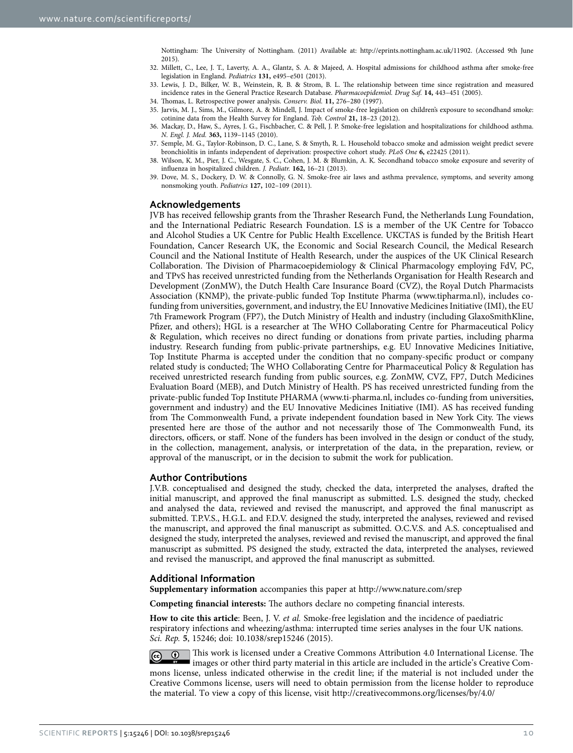Nottingham: The University of Nottingham. (2011) Available at: http://eprints.nottingham.ac.uk/11902. (Accessed 9th June 2015).

32. Millett, C., Lee, J. T., Laverty, A. A., Glantz, S. A. & Majeed, A. Hospital admissions for childhood asthma after smoke-free legislation in England. *Pediatrics* **131,** e495–e501 (2013).
33. Lewis, J. D., Bilker, W. B., Weinstein, R. B. & Strom, B. L. The relationship between time since registration and measured incidence rates in the General Practice Research Database. *Pharmacoepidemiol. Drug Saf.* **14,** 443–451 (2005).
34. Thomas, L. Retrospective power analysis. *Conserv. Biol.* **11,** 276–280 (1997).
35. Jarvis, M. J., Sims, M., Gilmore, A. & Mindell, J. Impact of smoke-free legislation on children's exposure to secondhand smoke: cotinine data from the Health Survey for England. *Tob. Control* **21,** 18–23 (2012).
36. Mackay, D., Haw, S., Ayres, J. G., Fischbacher, C. & Pell, J. P. Smoke-free legislation and hospitalizations for childhood asthma. *N. Engl. J. Med.* **363,** 1139–1145 (2010).
37. Semple, M. G., Taylor-Robinson, D. C., Lane, S. & Smyth, R. L. Household tobacco smoke and admission weight predict severe bronchiolitis in infants independent of deprivation: prospective cohort study. *PLoS One* **6,** e22425 (2011).
38. Wilson, K. M., Pier, J. C., Wesgate, S. C., Cohen, J. M. & Blumkin, A. K. Secondhand tobacco smoke exposure and severity of influenza in hospitalized children. *J. Pediatr.* **162,** 16–21 (2013).
39. Dove, M. S., Dockery, D. W. & Connolly, G. N. Smoke-free air laws and asthma prevalence, symptoms, and severity among nonsmoking youth. *Pediatrics* **127,** 102–109 (2011).

## Acknowledgements

JVB has received fellowship grants from the Thrasher Research Fund, the Netherlands Lung Foundation, and the International Pediatric Research Foundation. LS is a member of the UK Centre for Tobacco and Alcohol Studies a UK Centre for Public Health Excellence. UKCTAS is funded by the British Heart Foundation, Cancer Research UK, the Economic and Social Research Council, the Medical Research Council and the National Institute of Health Research, under the auspices of the UK Clinical Research Collaboration. The Division of Pharmacoepidemiology & Clinical Pharmacology employing FdV, PC, and TPvS has received unrestricted funding from the Netherlands Organisation for Health Research and Development (ZonMW), the Dutch Health Care Insurance Board (CVZ), the Royal Dutch Pharmacists Association (KNMP), the private-public funded Top Institute Pharma (www.tipharma.nl), includes co-funding from universities, government, and industry, the EU Innovative Medicines Initiative (IMI), the EU 7th Framework Program (FP7), the Dutch Ministry of Health and industry (including GlaxoSmithKline, Pfizer, and others); HGL is a researcher at The WHO Collaborating Centre for Pharmaceutical Policy & Regulation, which receives no direct funding or donations from private parties, including pharma industry. Research funding from public-private partnerships, e.g. EU Innovative Medicines Initiative, Top Institute Pharma is accepted under the condition that no company-specific product or company related study is conducted; The WHO Collaborating Centre for Pharmaceutical Policy & Regulation has received unrestricted research funding from public sources, e.g. ZonMW, CVZ, FP7, Dutch Medicines Evaluation Board (MEB), and Dutch Ministry of Health. PS has received unrestricted funding from the private-public funded Top Institute PHARMA (www.ti-pharma.nl, includes co-funding from universities, government and industry) and the EU Innovative Medicines Initiative (IMI). AS has received funding from The Commonwealth Fund, a private independent foundation based in New York City. The views presented here are those of the author and not necessarily those of The Commonwealth Fund, its directors, officers, or staff. None of the funders has been involved in the design or conduct of the study, in the collection, management, analysis, or interpretation of the data, in the preparation, review, or approval of the manuscript, or in the decision to submit the work for publication.

## Author Contributions

J.V.B. conceptualised and designed the study, checked the data, interpreted the analyses, drafted the initial manuscript, and approved the final manuscript as submitted. L.S. designed the study, checked and analysed the data, reviewed and revised the manuscript, and approved the final manuscript as submitted. T.P.V.S., H.G.L. and F.D.V. designed the study, interpreted the analyses, reviewed and revised the manuscript, and approved the final manuscript as submitted. O.C.V.S. and A.S. conceptualised and designed the study, interpreted the analyses, reviewed and revised the manuscript, and approved the final manuscript as submitted. PS designed the study, extracted the data, interpreted the analyses, reviewed and revised the manuscript, and approved the final manuscript as submitted.

## Additional Information

**Supplementary information** accompanies this paper at http://www.nature.com/srep

**Competing financial interests:** The authors declare no competing financial interests.

**How to cite this article**: Been, J. V. *et al.* Smoke-free legislation and the incidence of paediatric respiratory infections and wheezing/asthma: interrupted time series analyses in the four UK nations. *Sci. Rep.* **5**, 15246; doi: 10.1038/srep15246 (2015).

This work is licensed under a Creative Commons Attribution 4.0 International License. The images or other third party material in this article are included in the article's Creative Commons license, unless indicated otherwise in the credit line; if the material is not included under the Creative Commons license, users will need to obtain permission from the license holder to reproduce the material. To view a copy of this license, visit http://creativecommons.org/licenses/by/4.0/